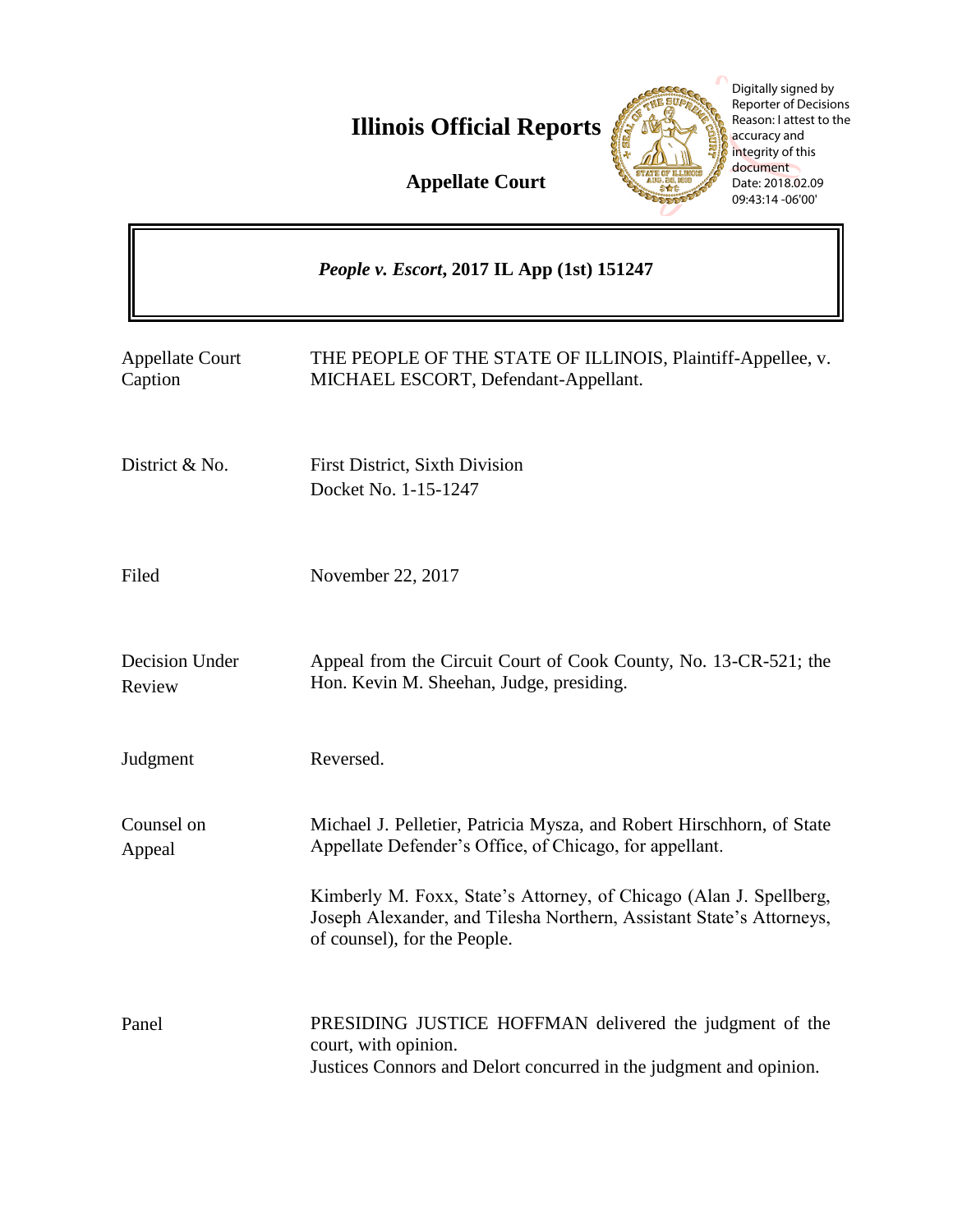# Illinois Official Reports

## Appellate Court

Digitally signed by Reporter of Decisions
Reason: I attest to the accuracy and integrity of this document
Date: 2018.02.09 09:43:14 -06'00'

***People v. Escort*, 2017 IL App (1st) 151247**

| | |
|---|---|
| Appellate Court Caption | THE PEOPLE OF THE STATE OF ILLINOIS, Plaintiff-Appellee, v. MICHAEL ESCORT, Defendant-Appellant. |
| District & No. | First District, Sixth Division<br>Docket No. 1-15-1247 |
| Filed | November 22, 2017 |
| Decision Under Review | Appeal from the Circuit Court of Cook County, No. 13-CR-521; the Hon. Kevin M. Sheehan, Judge, presiding. |
| Judgment | Reversed. |
| Counsel on Appeal | Michael J. Pelletier, Patricia Mysza, and Robert Hirschhorn, of State Appellate Defender's Office, of Chicago, for appellant.<br><br>Kimberly M. Foxx, State's Attorney, of Chicago (Alan J. Spellberg, Joseph Alexander, and Tilesha Northern, Assistant State's Attorneys, of counsel), for the People. |
| Panel | PRESIDING JUSTICE HOFFMAN delivered the judgment of the court, with opinion.<br>Justices Connors and Delort concurred in the judgment and opinion. |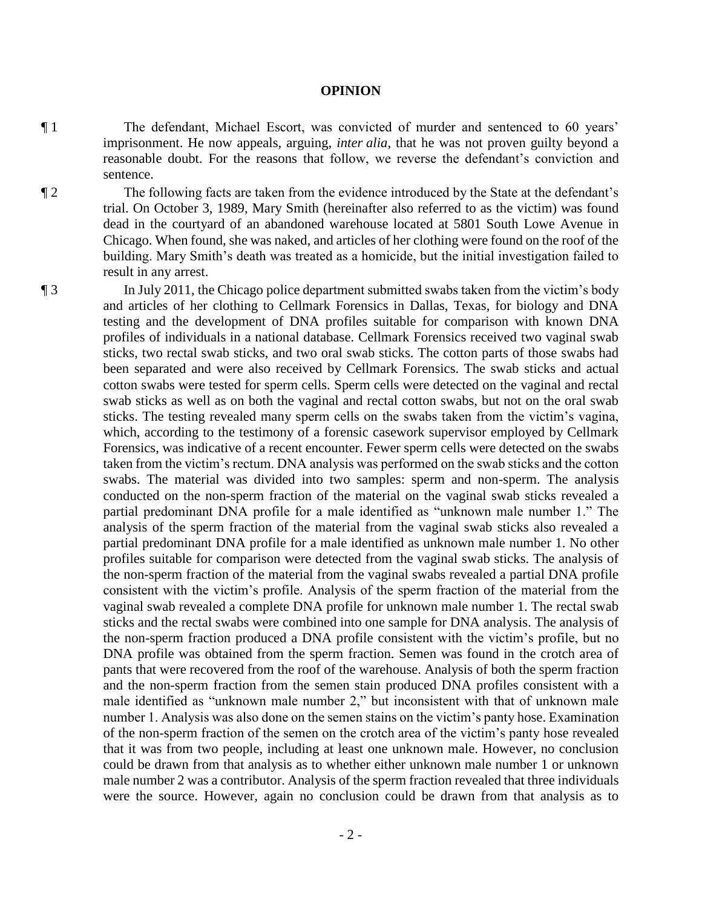**OPINION**

¶ 1 The defendant, Michael Escort, was convicted of murder and sentenced to 60 years' imprisonment. He now appeals, arguing, *inter alia*, that he was not proven guilty beyond a reasonable doubt. For the reasons that follow, we reverse the defendant's conviction and sentence.

¶ 2 The following facts are taken from the evidence introduced by the State at the defendant's trial. On October 3, 1989, Mary Smith (hereinafter also referred to as the victim) was found dead in the courtyard of an abandoned warehouse located at 5801 South Lowe Avenue in Chicago. When found, she was naked, and articles of her clothing were found on the roof of the building. Mary Smith's death was treated as a homicide, but the initial investigation failed to result in any arrest.

¶ 3 In July 2011, the Chicago police department submitted swabs taken from the victim's body and articles of her clothing to Cellmark Forensics in Dallas, Texas, for biology and DNA testing and the development of DNA profiles suitable for comparison with known DNA profiles of individuals in a national database. Cellmark Forensics received two vaginal swab sticks, two rectal swab sticks, and two oral swab sticks. The cotton parts of those swabs had been separated and were also received by Cellmark Forensics. The swab sticks and actual cotton swabs were tested for sperm cells. Sperm cells were detected on the vaginal and rectal swab sticks as well as on both the vaginal and rectal cotton swabs, but not on the oral swab sticks. The testing revealed many sperm cells on the swabs taken from the victim's vagina, which, according to the testimony of a forensic casework supervisor employed by Cellmark Forensics, was indicative of a recent encounter. Fewer sperm cells were detected on the swabs taken from the victim's rectum. DNA analysis was performed on the swab sticks and the cotton swabs. The material was divided into two samples: sperm and non-sperm. The analysis conducted on the non-sperm fraction of the material on the vaginal swab sticks revealed a partial predominant DNA profile for a male identified as "unknown male number 1." The analysis of the sperm fraction of the material from the vaginal swab sticks also revealed a partial predominant DNA profile for a male identified as unknown male number 1. No other profiles suitable for comparison were detected from the vaginal swab sticks. The analysis of the non-sperm fraction of the material from the vaginal swabs revealed a partial DNA profile consistent with the victim's profile. Analysis of the sperm fraction of the material from the vaginal swab revealed a complete DNA profile for unknown male number 1. The rectal swab sticks and the rectal swabs were combined into one sample for DNA analysis. The analysis of the non-sperm fraction produced a DNA profile consistent with the victim's profile, but no DNA profile was obtained from the sperm fraction. Semen was found in the crotch area of pants that were recovered from the roof of the warehouse. Analysis of both the sperm fraction and the non-sperm fraction from the semen stain produced DNA profiles consistent with a male identified as "unknown male number 2," but inconsistent with that of unknown male number 1. Analysis was also done on the semen stains on the victim's panty hose. Examination of the non-sperm fraction of the semen on the crotch area of the victim's panty hose revealed that it was from two people, including at least one unknown male. However, no conclusion could be drawn from that analysis as to whether either unknown male number 1 or unknown male number 2 was a contributor. Analysis of the sperm fraction revealed that three individuals were the source. However, again no conclusion could be drawn from that analysis as to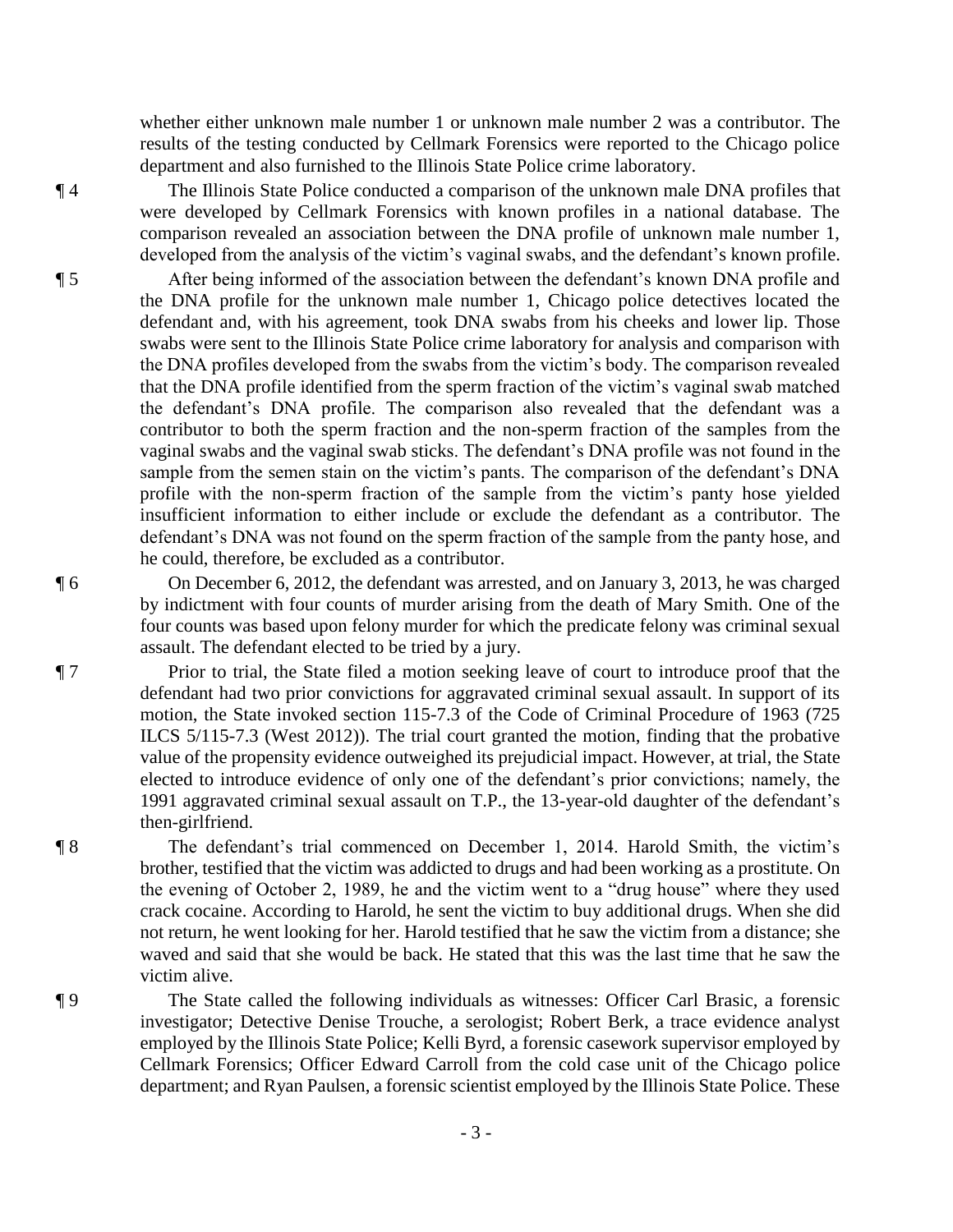whether either unknown male number 1 or unknown male number 2 was a contributor. The results of the testing conducted by Cellmark Forensics were reported to the Chicago police department and also furnished to the Illinois State Police crime laboratory.

¶ 4 The Illinois State Police conducted a comparison of the unknown male DNA profiles that were developed by Cellmark Forensics with known profiles in a national database. The comparison revealed an association between the DNA profile of unknown male number 1, developed from the analysis of the victim's vaginal swabs, and the defendant's known profile.

¶ 5 After being informed of the association between the defendant's known DNA profile and the DNA profile for the unknown male number 1, Chicago police detectives located the defendant and, with his agreement, took DNA swabs from his cheeks and lower lip. Those swabs were sent to the Illinois State Police crime laboratory for analysis and comparison with the DNA profiles developed from the swabs from the victim's body. The comparison revealed that the DNA profile identified from the sperm fraction of the victim's vaginal swab matched the defendant's DNA profile. The comparison also revealed that the defendant was a contributor to both the sperm fraction and the non-sperm fraction of the samples from the vaginal swabs and the vaginal swab sticks. The defendant's DNA profile was not found in the sample from the semen stain on the victim's pants. The comparison of the defendant's DNA profile with the non-sperm fraction of the sample from the victim's panty hose yielded insufficient information to either include or exclude the defendant as a contributor. The defendant's DNA was not found on the sperm fraction of the sample from the panty hose, and he could, therefore, be excluded as a contributor.

¶ 6 On December 6, 2012, the defendant was arrested, and on January 3, 2013, he was charged by indictment with four counts of murder arising from the death of Mary Smith. One of the four counts was based upon felony murder for which the predicate felony was criminal sexual assault. The defendant elected to be tried by a jury.

¶ 7 Prior to trial, the State filed a motion seeking leave of court to introduce proof that the defendant had two prior convictions for aggravated criminal sexual assault. In support of its motion, the State invoked section 115-7.3 of the Code of Criminal Procedure of 1963 (725 ILCS 5/115-7.3 (West 2012)). The trial court granted the motion, finding that the probative value of the propensity evidence outweighed its prejudicial impact. However, at trial, the State elected to introduce evidence of only one of the defendant's prior convictions; namely, the 1991 aggravated criminal sexual assault on T.P., the 13-year-old daughter of the defendant's then-girlfriend.

¶ 8 The defendant's trial commenced on December 1, 2014. Harold Smith, the victim's brother, testified that the victim was addicted to drugs and had been working as a prostitute. On the evening of October 2, 1989, he and the victim went to a "drug house" where they used crack cocaine. According to Harold, he sent the victim to buy additional drugs. When she did not return, he went looking for her. Harold testified that he saw the victim from a distance; she waved and said that she would be back. He stated that this was the last time that he saw the victim alive.

¶ 9 The State called the following individuals as witnesses: Officer Carl Brasic, a forensic investigator; Detective Denise Trouche, a serologist; Robert Berk, a trace evidence analyst employed by the Illinois State Police; Kelli Byrd, a forensic casework supervisor employed by Cellmark Forensics; Officer Edward Carroll from the cold case unit of the Chicago police department; and Ryan Paulsen, a forensic scientist employed by the Illinois State Police. These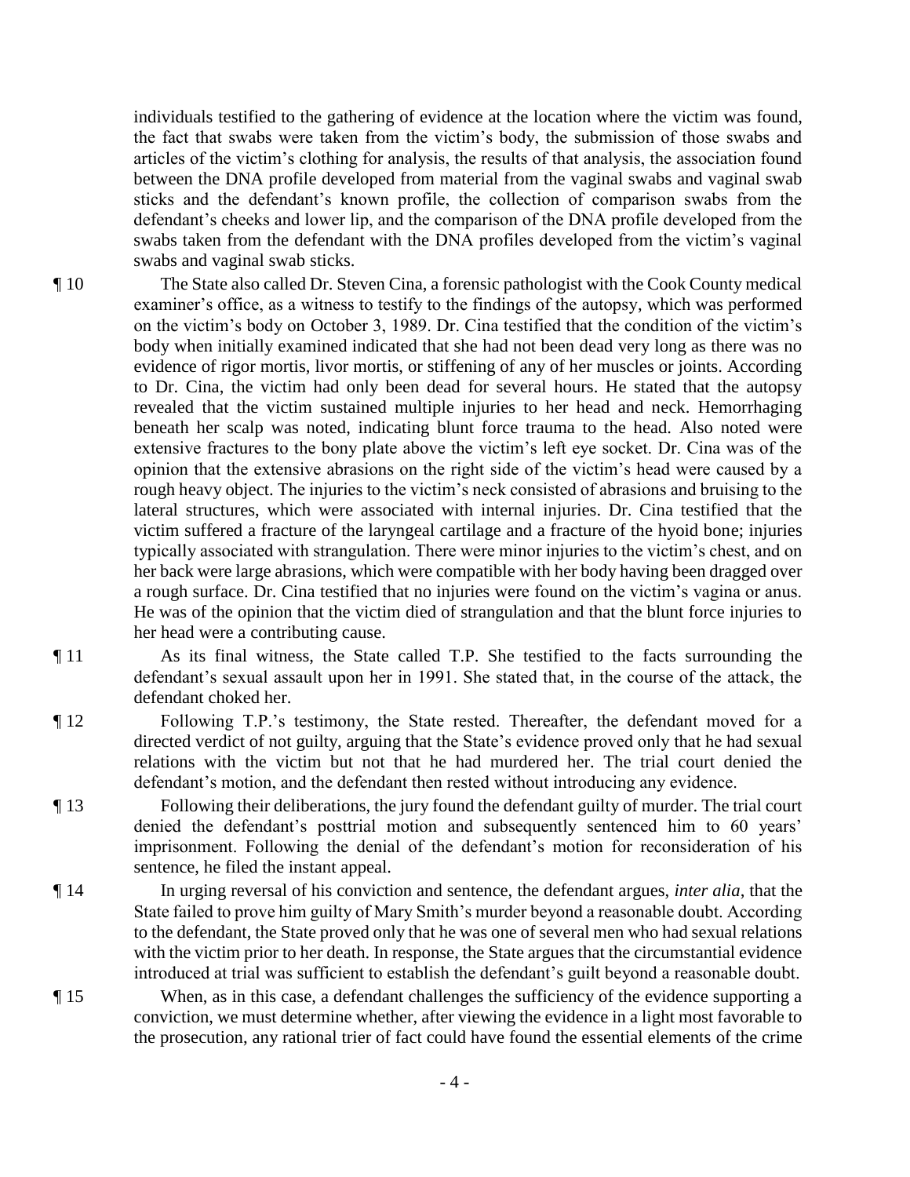individuals testified to the gathering of evidence at the location where the victim was found, the fact that swabs were taken from the victim's body, the submission of those swabs and articles of the victim's clothing for analysis, the results of that analysis, the association found between the DNA profile developed from material from the vaginal swabs and vaginal swab sticks and the defendant's known profile, the collection of comparison swabs from the defendant's cheeks and lower lip, and the comparison of the DNA profile developed from the swabs taken from the defendant with the DNA profiles developed from the victim's vaginal swabs and vaginal swab sticks.

¶ 10 The State also called Dr. Steven Cina, a forensic pathologist with the Cook County medical examiner's office, as a witness to testify to the findings of the autopsy, which was performed on the victim's body on October 3, 1989. Dr. Cina testified that the condition of the victim's body when initially examined indicated that she had not been dead very long as there was no evidence of rigor mortis, livor mortis, or stiffening of any of her muscles or joints. According to Dr. Cina, the victim had only been dead for several hours. He stated that the autopsy revealed that the victim sustained multiple injuries to her head and neck. Hemorrhaging beneath her scalp was noted, indicating blunt force trauma to the head. Also noted were extensive fractures to the bony plate above the victim's left eye socket. Dr. Cina was of the opinion that the extensive abrasions on the right side of the victim's head were caused by a rough heavy object. The injuries to the victim's neck consisted of abrasions and bruising to the lateral structures, which were associated with internal injuries. Dr. Cina testified that the victim suffered a fracture of the laryngeal cartilage and a fracture of the hyoid bone; injuries typically associated with strangulation. There were minor injuries to the victim's chest, and on her back were large abrasions, which were compatible with her body having been dragged over a rough surface. Dr. Cina testified that no injuries were found on the victim's vagina or anus. He was of the opinion that the victim died of strangulation and that the blunt force injuries to her head were a contributing cause.

¶ 11 As its final witness, the State called T.P. She testified to the facts surrounding the defendant's sexual assault upon her in 1991. She stated that, in the course of the attack, the defendant choked her.

¶ 12 Following T.P.'s testimony, the State rested. Thereafter, the defendant moved for a directed verdict of not guilty, arguing that the State's evidence proved only that he had sexual relations with the victim but not that he had murdered her. The trial court denied the defendant's motion, and the defendant then rested without introducing any evidence.

¶ 13 Following their deliberations, the jury found the defendant guilty of murder. The trial court denied the defendant's posttrial motion and subsequently sentenced him to 60 years' imprisonment. Following the denial of the defendant's motion for reconsideration of his sentence, he filed the instant appeal.

¶ 14 In urging reversal of his conviction and sentence, the defendant argues, *inter alia*, that the State failed to prove him guilty of Mary Smith's murder beyond a reasonable doubt. According to the defendant, the State proved only that he was one of several men who had sexual relations with the victim prior to her death. In response, the State argues that the circumstantial evidence introduced at trial was sufficient to establish the defendant's guilt beyond a reasonable doubt.

¶ 15 When, as in this case, a defendant challenges the sufficiency of the evidence supporting a conviction, we must determine whether, after viewing the evidence in a light most favorable to the prosecution, any rational trier of fact could have found the essential elements of the crime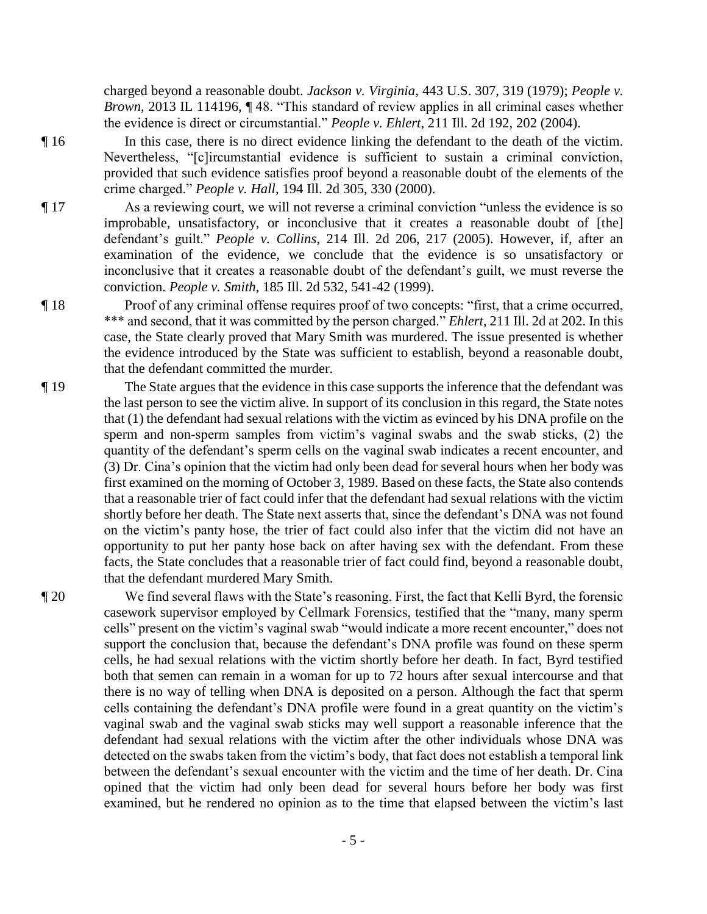charged beyond a reasonable doubt. *Jackson v. Virginia*, 443 U.S. 307, 319 (1979); *People v. Brown*, 2013 IL 114196, ¶ 48. "This standard of review applies in all criminal cases whether the evidence is direct or circumstantial." *People v. Ehlert*, 211 Ill. 2d 192, 202 (2004).

¶ 16 In this case, there is no direct evidence linking the defendant to the death of the victim. Nevertheless, "[c]ircumstantial evidence is sufficient to sustain a criminal conviction, provided that such evidence satisfies proof beyond a reasonable doubt of the elements of the crime charged." *People v. Hall*, 194 Ill. 2d 305, 330 (2000).

¶ 17 As a reviewing court, we will not reverse a criminal conviction "unless the evidence is so improbable, unsatisfactory, or inconclusive that it creates a reasonable doubt of [the] defendant's guilt." *People v. Collins*, 214 Ill. 2d 206, 217 (2005). However, if, after an examination of the evidence, we conclude that the evidence is so unsatisfactory or inconclusive that it creates a reasonable doubt of the defendant's guilt, we must reverse the conviction. *People v. Smith*, 185 Ill. 2d 532, 541-42 (1999).

¶ 18 Proof of any criminal offense requires proof of two concepts: "first, that a crime occurred, *** and second, that it was committed by the person charged." *Ehlert*, 211 Ill. 2d at 202. In this case, the State clearly proved that Mary Smith was murdered. The issue presented is whether the evidence introduced by the State was sufficient to establish, beyond a reasonable doubt, that the defendant committed the murder.

¶ 19 The State argues that the evidence in this case supports the inference that the defendant was the last person to see the victim alive. In support of its conclusion in this regard, the State notes that (1) the defendant had sexual relations with the victim as evinced by his DNA profile on the sperm and non-sperm samples from victim's vaginal swabs and the swab sticks, (2) the quantity of the defendant's sperm cells on the vaginal swab indicates a recent encounter, and (3) Dr. Cina's opinion that the victim had only been dead for several hours when her body was first examined on the morning of October 3, 1989. Based on these facts, the State also contends that a reasonable trier of fact could infer that the defendant had sexual relations with the victim shortly before her death. The State next asserts that, since the defendant's DNA was not found on the victim's panty hose, the trier of fact could also infer that the victim did not have an opportunity to put her panty hose back on after having sex with the defendant. From these facts, the State concludes that a reasonable trier of fact could find, beyond a reasonable doubt, that the defendant murdered Mary Smith.

¶ 20 We find several flaws with the State's reasoning. First, the fact that Kelli Byrd, the forensic casework supervisor employed by Cellmark Forensics, testified that the "many, many sperm cells" present on the victim's vaginal swab "would indicate a more recent encounter," does not support the conclusion that, because the defendant's DNA profile was found on these sperm cells, he had sexual relations with the victim shortly before her death. In fact, Byrd testified both that semen can remain in a woman for up to 72 hours after sexual intercourse and that there is no way of telling when DNA is deposited on a person. Although the fact that sperm cells containing the defendant's DNA profile were found in a great quantity on the victim's vaginal swab and the vaginal swab sticks may well support a reasonable inference that the defendant had sexual relations with the victim after the other individuals whose DNA was detected on the swabs taken from the victim's body, that fact does not establish a temporal link between the defendant's sexual encounter with the victim and the time of her death. Dr. Cina opined that the victim had only been dead for several hours before her body was first examined, but he rendered no opinion as to the time that elapsed between the victim's last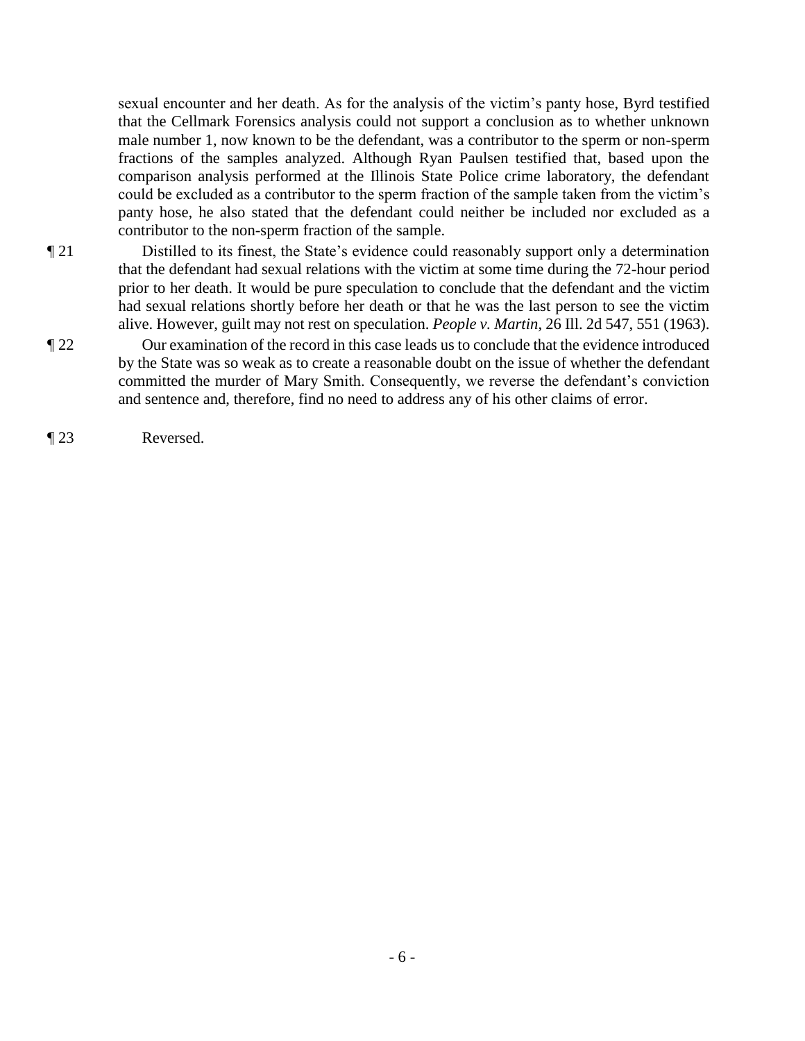sexual encounter and her death. As for the analysis of the victim's panty hose, Byrd testified that the Cellmark Forensics analysis could not support a conclusion as to whether unknown male number 1, now known to be the defendant, was a contributor to the sperm or non-sperm fractions of the samples analyzed. Although Ryan Paulsen testified that, based upon the comparison analysis performed at the Illinois State Police crime laboratory, the defendant could be excluded as a contributor to the sperm fraction of the sample taken from the victim's panty hose, he also stated that the defendant could neither be included nor excluded as a contributor to the non-sperm fraction of the sample.

¶ 21 Distilled to its finest, the State's evidence could reasonably support only a determination that the defendant had sexual relations with the victim at some time during the 72-hour period prior to her death. It would be pure speculation to conclude that the defendant and the victim had sexual relations shortly before her death or that he was the last person to see the victim alive. However, guilt may not rest on speculation. *People v. Martin*, 26 Ill. 2d 547, 551 (1963).

¶ 22 Our examination of the record in this case leads us to conclude that the evidence introduced by the State was so weak as to create a reasonable doubt on the issue of whether the defendant committed the murder of Mary Smith. Consequently, we reverse the defendant's conviction and sentence and, therefore, find no need to address any of his other claims of error.

¶ 23 Reversed.